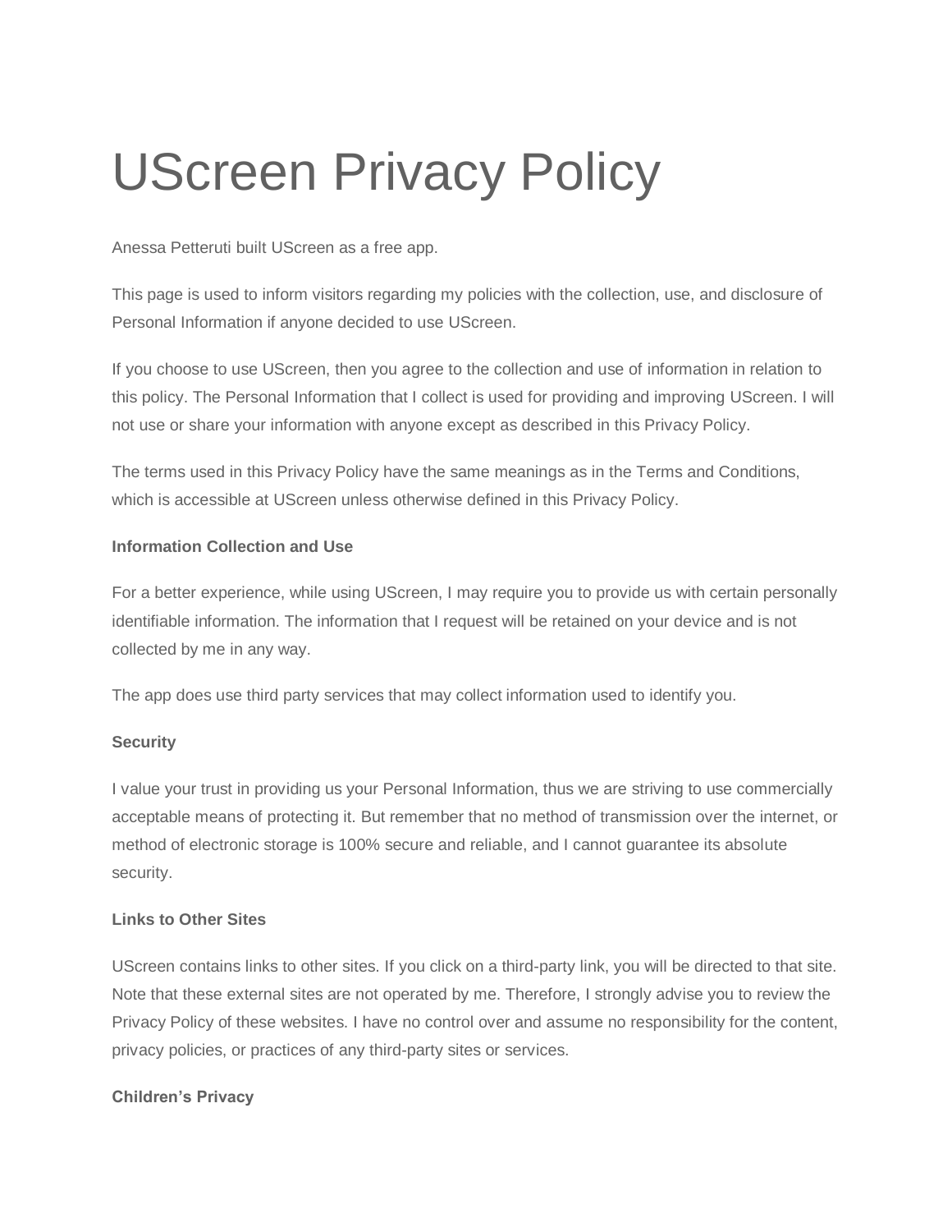# UScreen Privacy Policy

Anessa Petteruti built UScreen as a free app.

This page is used to inform visitors regarding my policies with the collection, use, and disclosure of Personal Information if anyone decided to use UScreen.

If you choose to use UScreen, then you agree to the collection and use of information in relation to this policy. The Personal Information that I collect is used for providing and improving UScreen. I will not use or share your information with anyone except as described in this Privacy Policy.

The terms used in this Privacy Policy have the same meanings as in the Terms and Conditions, which is accessible at UScreen unless otherwise defined in this Privacy Policy.

**Information Collection and Use**

For a better experience, while using UScreen, I may require you to provide us with certain personally identifiable information. The information that I request will be retained on your device and is not collected by me in any way.

The app does use third party services that may collect information used to identify you.

**Security**

I value your trust in providing us your Personal Information, thus we are striving to use commercially acceptable means of protecting it. But remember that no method of transmission over the internet, or method of electronic storage is 100% secure and reliable, and I cannot guarantee its absolute security.

**Links to Other Sites**

UScreen contains links to other sites. If you click on a third-party link, you will be directed to that site. Note that these external sites are not operated by me. Therefore, I strongly advise you to review the Privacy Policy of these websites. I have no control over and assume no responsibility for the content, privacy policies, or practices of any third-party sites or services.

**Children's Privacy**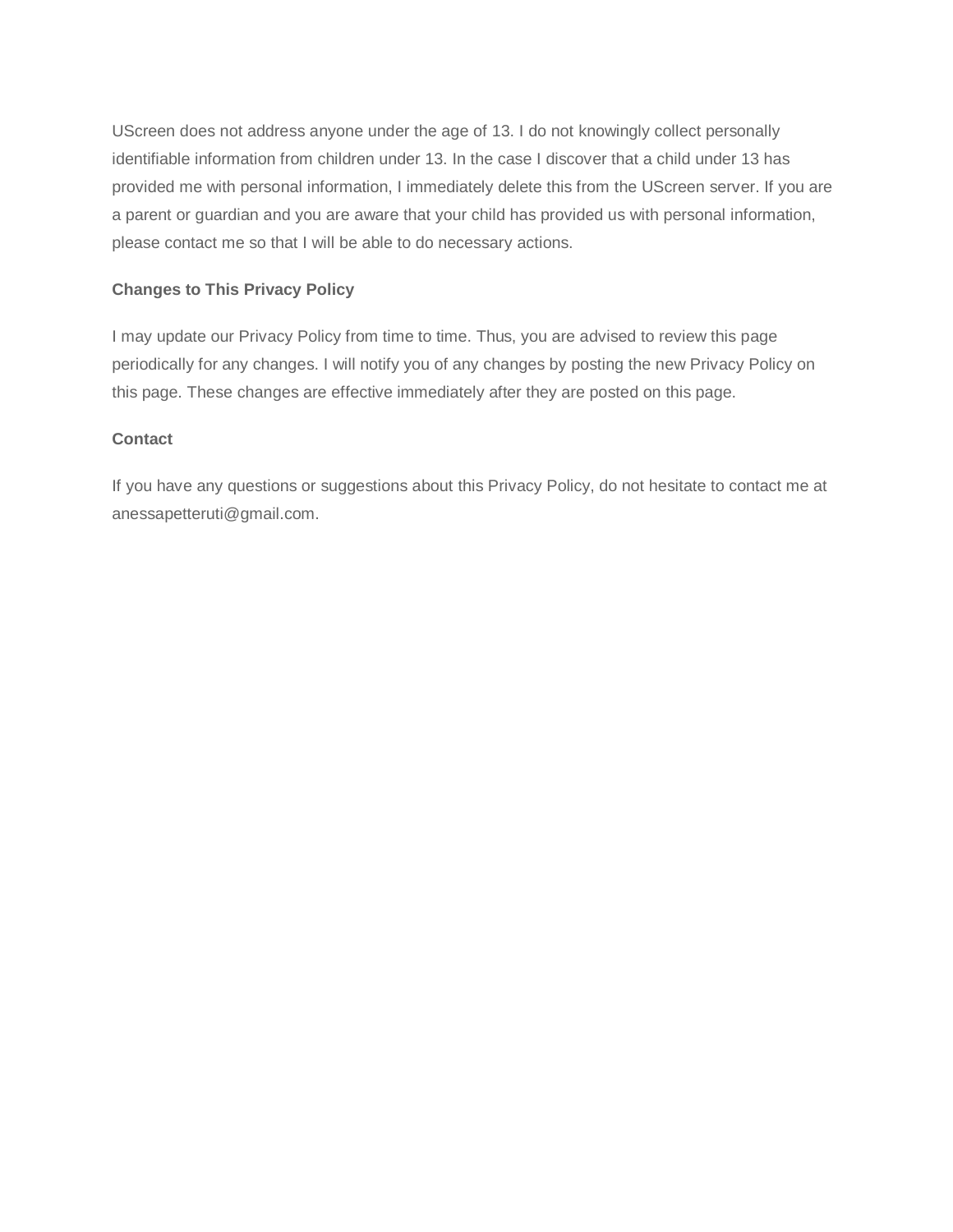UScreen does not address anyone under the age of 13. I do not knowingly collect personally identifiable information from children under 13. In the case I discover that a child under 13 has provided me with personal information, I immediately delete this from the UScreen server. If you are a parent or guardian and you are aware that your child has provided us with personal information, please contact me so that I will be able to do necessary actions.

**Changes to This Privacy Policy**

I may update our Privacy Policy from time to time. Thus, you are advised to review this page periodically for any changes. I will notify you of any changes by posting the new Privacy Policy on this page. These changes are effective immediately after they are posted on this page.

**Contact**

If you have any questions or suggestions about this Privacy Policy, do not hesitate to contact me at anessapetteruti@gmail.com.